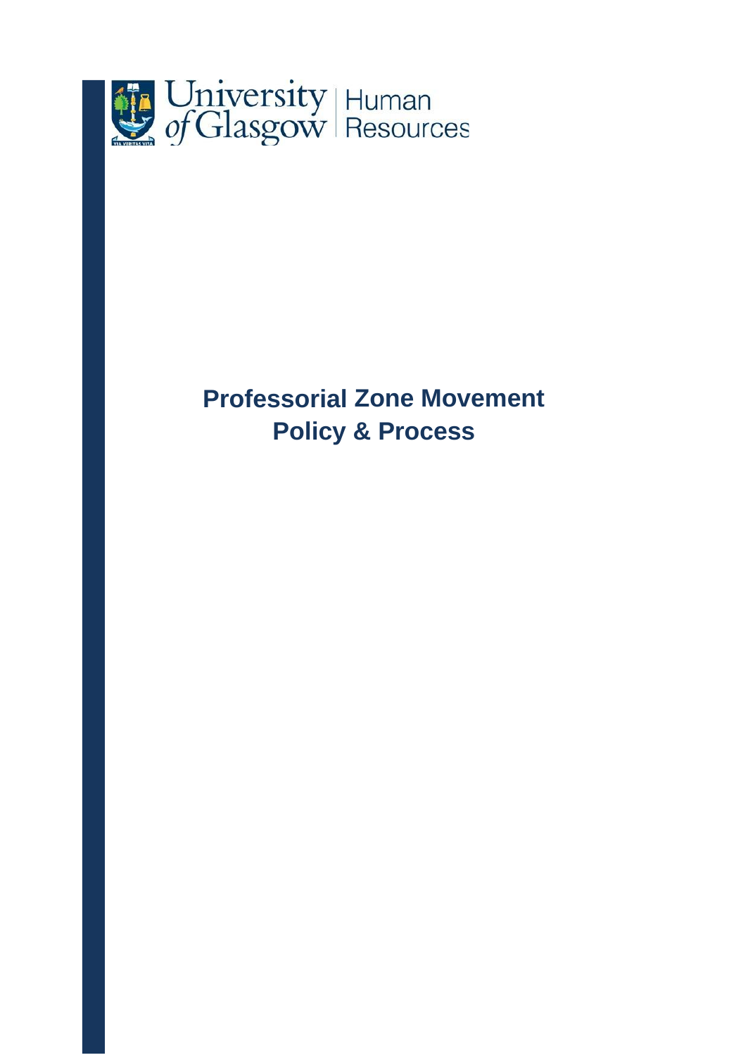University of Glasgow | Human Resources

# Professorial Zone Movement Policy & Process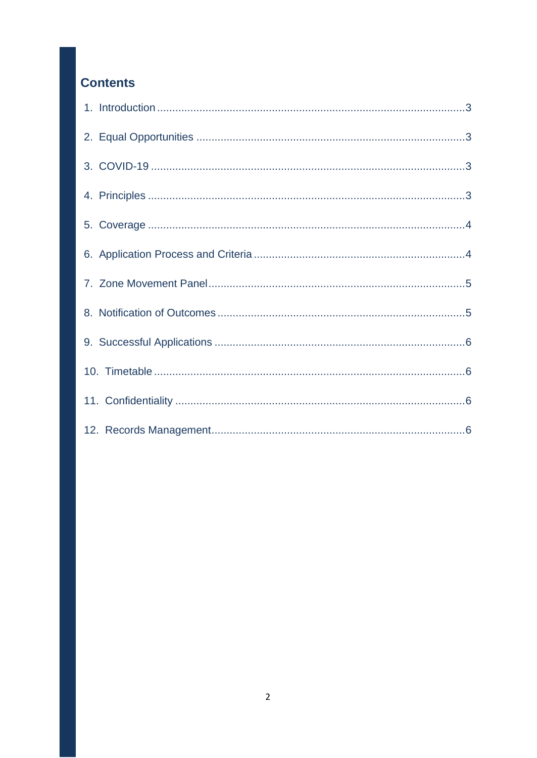## Contents

1. Introduction ..... 3
2. Equal Opportunities ..... 3
3. COVID-19 ..... 3
4. Principles ..... 3
5. Coverage ..... 4
6. Application Process and Criteria ..... 4
7. Zone Movement Panel ..... 5
8. Notification of Outcomes ..... 5
9. Successful Applications ..... 6
10. Timetable ..... 6
11. Confidentiality ..... 6
12. Records Management ..... 6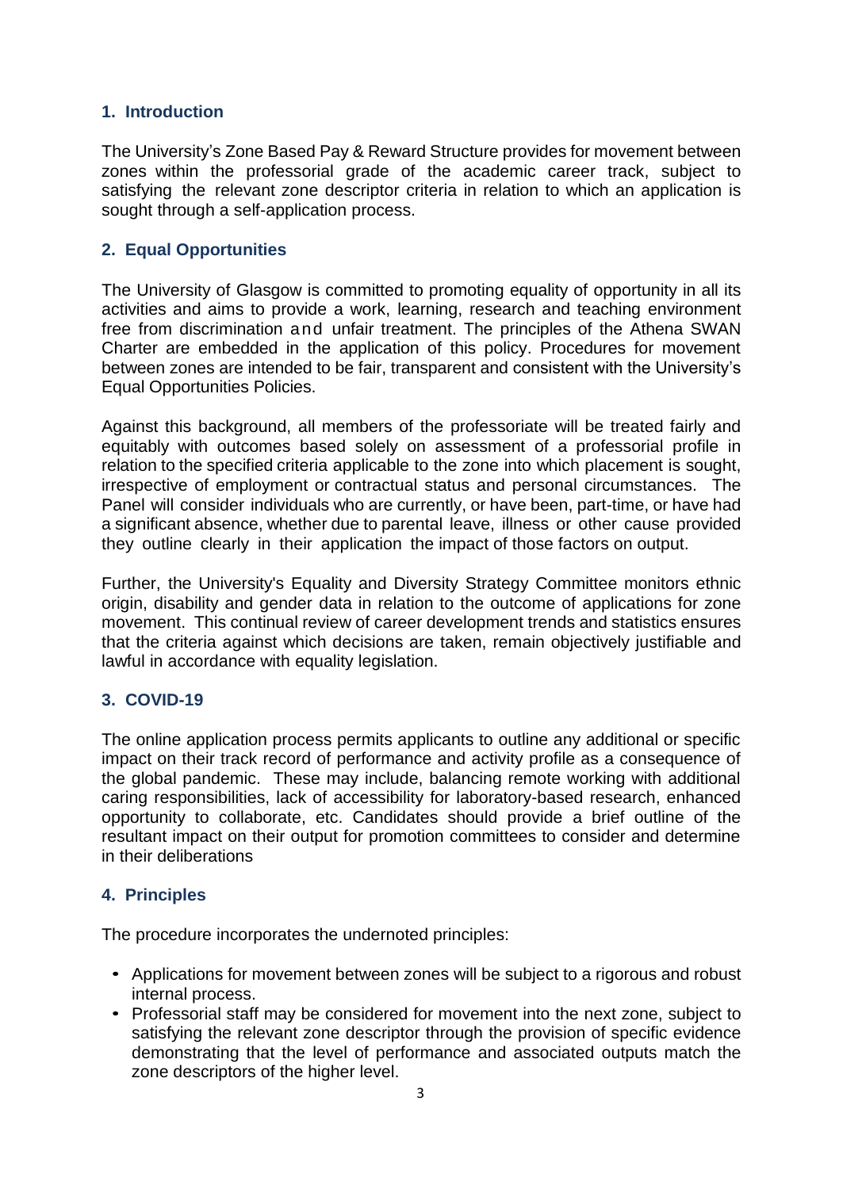## 1. Introduction

The University's Zone Based Pay & Reward Structure provides for movement between zones within the professorial grade of the academic career track, subject to satisfying the relevant zone descriptor criteria in relation to which an application is sought through a self-application process.

## 2. Equal Opportunities

The University of Glasgow is committed to promoting equality of opportunity in all its activities and aims to provide a work, learning, research and teaching environment free from discrimination and unfair treatment. The principles of the Athena SWAN Charter are embedded in the application of this policy. Procedures for movement between zones are intended to be fair, transparent and consistent with the University's Equal Opportunities Policies.

Against this background, all members of the professoriate will be treated fairly and equitably with outcomes based solely on assessment of a professorial profile in relation to the specified criteria applicable to the zone into which placement is sought, irrespective of employment or contractual status and personal circumstances. The Panel will consider individuals who are currently, or have been, part-time, or have had a significant absence, whether due to parental leave, illness or other cause provided they outline clearly in their application the impact of those factors on output.

Further, the University's Equality and Diversity Strategy Committee monitors ethnic origin, disability and gender data in relation to the outcome of applications for zone movement. This continual review of career development trends and statistics ensures that the criteria against which decisions are taken, remain objectively justifiable and lawful in accordance with equality legislation.

## 3. COVID-19

The online application process permits applicants to outline any additional or specific impact on their track record of performance and activity profile as a consequence of the global pandemic. These may include, balancing remote working with additional caring responsibilities, lack of accessibility for laboratory-based research, enhanced opportunity to collaborate, etc. Candidates should provide a brief outline of the resultant impact on their output for promotion committees to consider and determine in their deliberations

## 4. Principles

The procedure incorporates the undernoted principles:

- Applications for movement between zones will be subject to a rigorous and robust internal process.
- Professorial staff may be considered for movement into the next zone, subject to satisfying the relevant zone descriptor through the provision of specific evidence demonstrating that the level of performance and associated outputs match the zone descriptors of the higher level.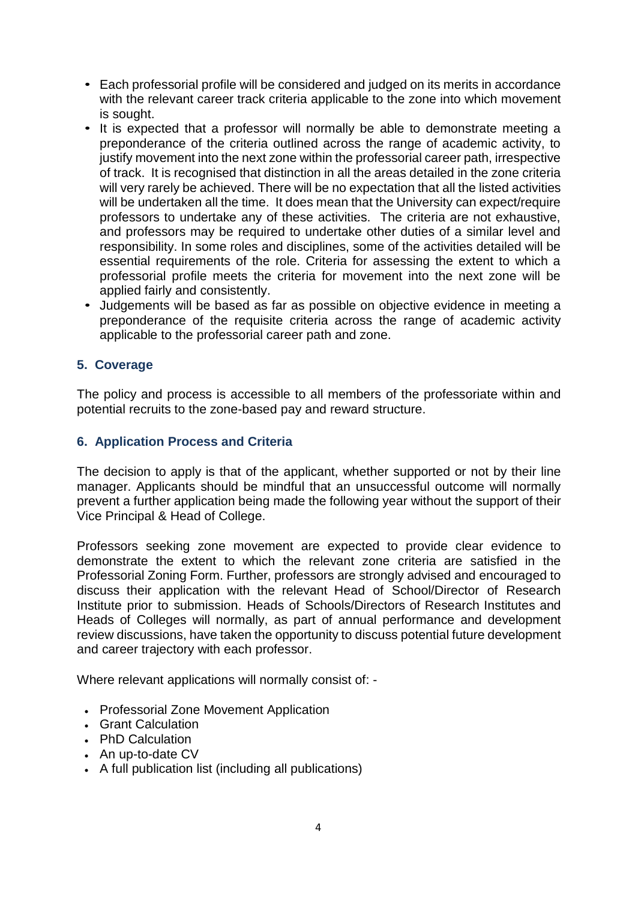- Each professorial profile will be considered and judged on its merits in accordance with the relevant career track criteria applicable to the zone into which movement is sought.
- It is expected that a professor will normally be able to demonstrate meeting a preponderance of the criteria outlined across the range of academic activity, to justify movement into the next zone within the professorial career path, irrespective of track. It is recognised that distinction in all the areas detailed in the zone criteria will very rarely be achieved. There will be no expectation that all the listed activities will be undertaken all the time. It does mean that the University can expect/require professors to undertake any of these activities. The criteria are not exhaustive, and professors may be required to undertake other duties of a similar level and responsibility. In some roles and disciplines, some of the activities detailed will be essential requirements of the role. Criteria for assessing the extent to which a professorial profile meets the criteria for movement into the next zone will be applied fairly and consistently.
- Judgements will be based as far as possible on objective evidence in meeting a preponderance of the requisite criteria across the range of academic activity applicable to the professorial career path and zone.

## 5. Coverage

The policy and process is accessible to all members of the professoriate within and potential recruits to the zone-based pay and reward structure.

## 6. Application Process and Criteria

The decision to apply is that of the applicant, whether supported or not by their line manager. Applicants should be mindful that an unsuccessful outcome will normally prevent a further application being made the following year without the support of their Vice Principal & Head of College.

Professors seeking zone movement are expected to provide clear evidence to demonstrate the extent to which the relevant zone criteria are satisfied in the Professorial Zoning Form. Further, professors are strongly advised and encouraged to discuss their application with the relevant Head of School/Director of Research Institute prior to submission. Heads of Schools/Directors of Research Institutes and Heads of Colleges will normally, as part of annual performance and development review discussions, have taken the opportunity to discuss potential future development and career trajectory with each professor.

Where relevant applications will normally consist of: -

- Professorial Zone Movement Application
- Grant Calculation
- PhD Calculation
- An up-to-date CV
- A full publication list (including all publications)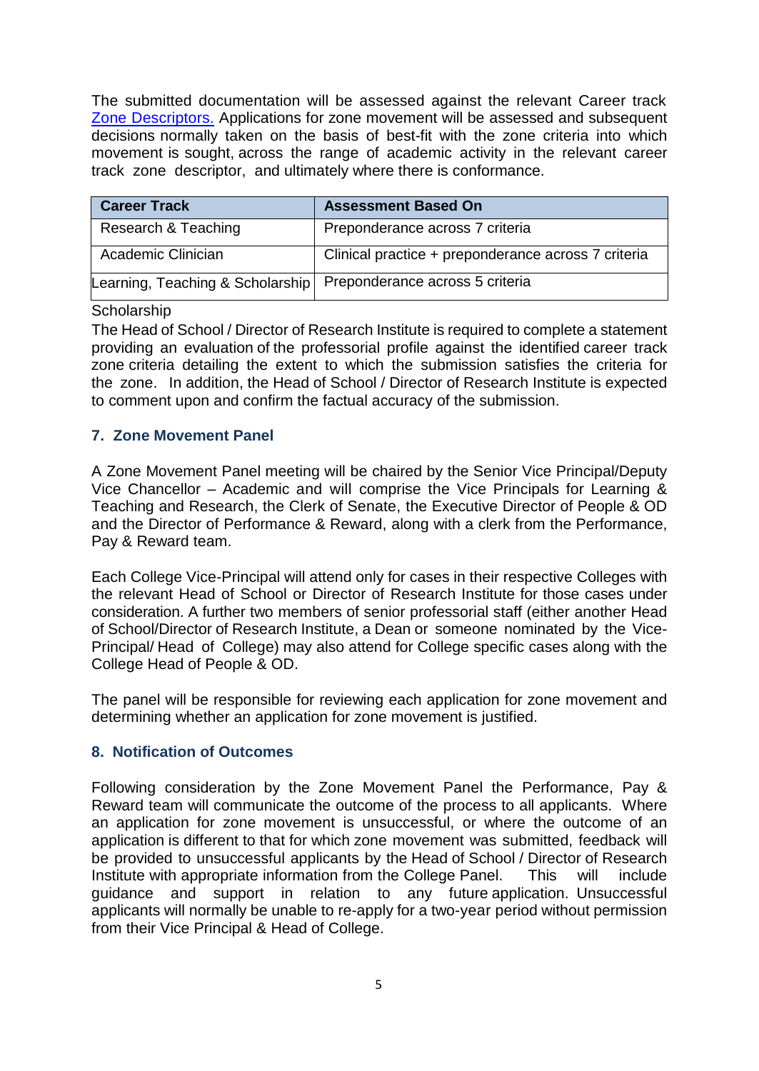The submitted documentation will be assessed against the relevant Career track Zone Descriptors. Applications for zone movement will be assessed and subsequent decisions normally taken on the basis of best-fit with the zone criteria into which movement is sought, across the range of academic activity in the relevant career track zone descriptor, and ultimately where there is conformance.

| Career Track | Assessment Based On |
|---|---|
| Research & Teaching | Preponderance across 7 criteria |
| Academic Clinician | Clinical practice + preponderance across 7 criteria |
| Learning, Teaching & Scholarship | Preponderance across 5 criteria |

Scholarship

The Head of School / Director of Research Institute is required to complete a statement providing an evaluation of the professorial profile against the identified career track zone criteria detailing the extent to which the submission satisfies the criteria for the zone. In addition, the Head of School / Director of Research Institute is expected to comment upon and confirm the factual accuracy of the submission.

## 7. Zone Movement Panel

A Zone Movement Panel meeting will be chaired by the Senior Vice Principal/Deputy Vice Chancellor – Academic and will comprise the Vice Principals for Learning & Teaching and Research, the Clerk of Senate, the Executive Director of People & OD and the Director of Performance & Reward, along with a clerk from the Performance, Pay & Reward team.

Each College Vice-Principal will attend only for cases in their respective Colleges with the relevant Head of School or Director of Research Institute for those cases under consideration. A further two members of senior professorial staff (either another Head of School/Director of Research Institute, a Dean or someone nominated by the Vice-Principal/ Head of College) may also attend for College specific cases along with the College Head of People & OD.

The panel will be responsible for reviewing each application for zone movement and determining whether an application for zone movement is justified.

## 8. Notification of Outcomes

Following consideration by the Zone Movement Panel the Performance, Pay & Reward team will communicate the outcome of the process to all applicants. Where an application for zone movement is unsuccessful, or where the outcome of an application is different to that for which zone movement was submitted, feedback will be provided to unsuccessful applicants by the Head of School / Director of Research Institute with appropriate information from the College Panel. This will include guidance and support in relation to any future application. Unsuccessful applicants will normally be unable to re-apply for a two-year period without permission from their Vice Principal & Head of College.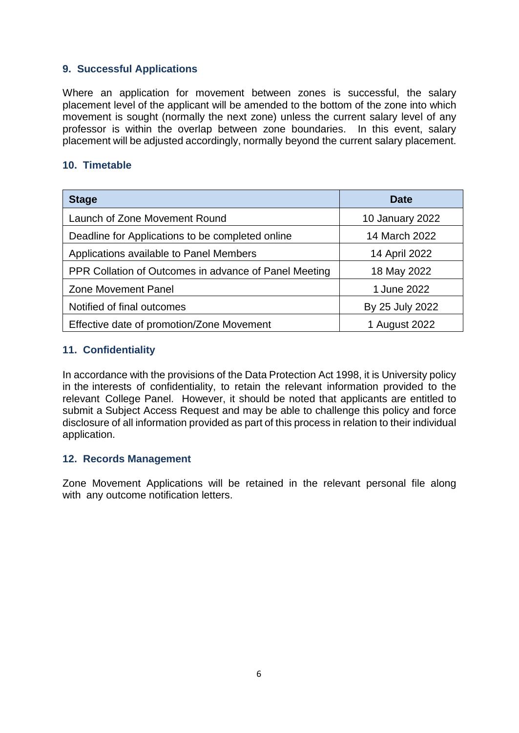## 9. Successful Applications

Where an application for movement between zones is successful, the salary placement level of the applicant will be amended to the bottom of the zone into which movement is sought (normally the next zone) unless the current salary level of any professor is within the overlap between zone boundaries. In this event, salary placement will be adjusted accordingly, normally beyond the current salary placement.

## 10. Timetable

| Stage | Date |
|---|---|
| Launch of Zone Movement Round | 10 January 2022 |
| Deadline for Applications to be completed online | 14 March 2022 |
| Applications available to Panel Members | 14 April 2022 |
| PPR Collation of Outcomes in advance of Panel Meeting | 18 May 2022 |
| Zone Movement Panel | 1 June 2022 |
| Notified of final outcomes | By 25 July 2022 |
| Effective date of promotion/Zone Movement | 1 August 2022 |

## 11. Confidentiality

In accordance with the provisions of the Data Protection Act 1998, it is University policy in the interests of confidentiality, to retain the relevant information provided to the relevant College Panel. However, it should be noted that applicants are entitled to submit a Subject Access Request and may be able to challenge this policy and force disclosure of all information provided as part of this process in relation to their individual application.

## 12. Records Management

Zone Movement Applications will be retained in the relevant personal file along with any outcome notification letters.